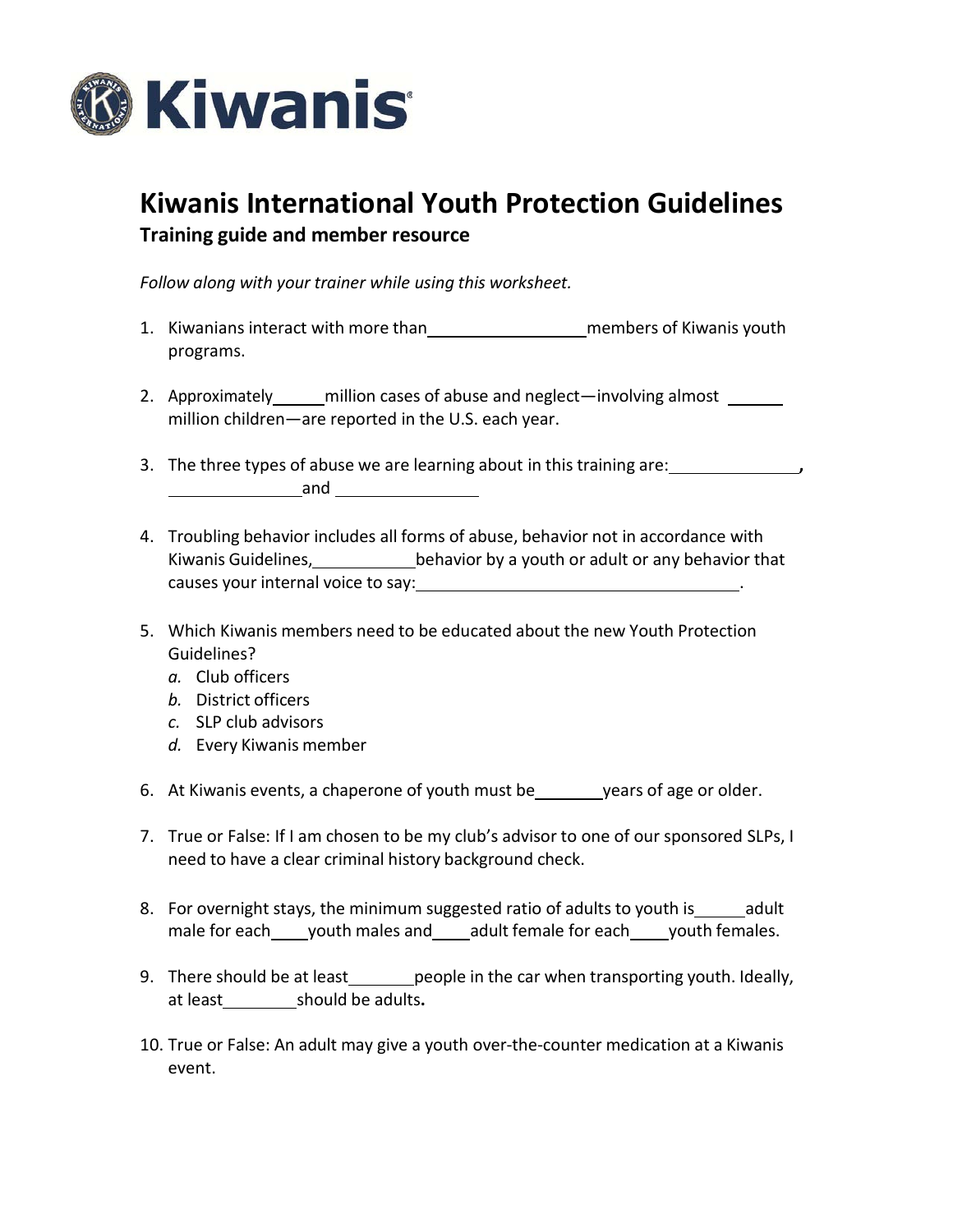Kiwanis

# Kiwanis International Youth Protection Guidelines

## Training guide and member resource

*Follow along with your trainer while using this worksheet.*

1. Kiwanians interact with more than \_\_\_\_\_\_\_\_\_\_\_\_\_\_\_\_ members of Kiwanis youth programs.

2. Approximately \_\_\_\_\_ million cases of abuse and neglect—involving almost \_\_\_\_\_ million children—are reported in the U.S. each year.

3. The three types of abuse we are learning about in this training are: \_\_\_\_\_\_\_\_\_\_\_\_\_\_, \_\_\_\_\_\_\_\_\_\_\_\_\_\_ and \_\_\_\_\_\_\_\_\_\_\_\_\_\_

4. Troubling behavior includes all forms of abuse, behavior not in accordance with Kiwanis Guidelines, \_\_\_\_\_\_\_\_\_\_ behavior by a youth or adult or any behavior that causes your internal voice to say: \_\_\_\_\_\_\_\_\_\_\_\_\_\_\_\_\_\_\_\_\_\_\_\_\_\_\_\_\_\_.

5. Which Kiwanis members need to be educated about the new Youth Protection Guidelines?
   *a.* Club officers
   *b.* District officers
   *c.* SLP club advisors
   *d.* Every Kiwanis member

6. At Kiwanis events, a chaperone of youth must be \_\_\_\_\_\_\_ years of age or older.

7. True or False: If I am chosen to be my club's advisor to one of our sponsored SLPs, I need to have a clear criminal history background check.

8. For overnight stays, the minimum suggested ratio of adults to youth is \_\_\_\_\_ adult male for each \_\_\_\_ youth males and \_\_\_\_ adult female for each \_\_\_\_ youth females.

9. There should be at least \_\_\_\_\_\_\_ people in the car when transporting youth. Ideally, at least \_\_\_\_\_\_\_\_ should be adults**.**

10. True or False: An adult may give a youth over-the-counter medication at a Kiwanis event.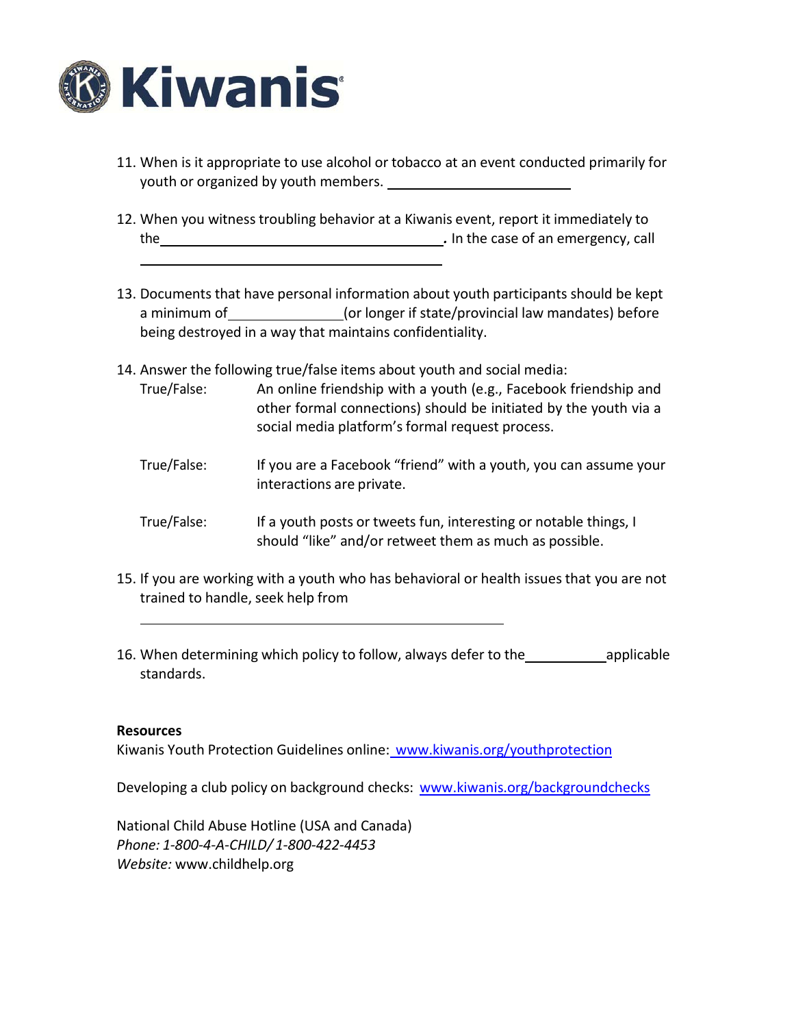Kiwanis

11. When is it appropriate to use alcohol or tobacco at an event conducted primarily for youth or organized by youth members. ________________________

12. When you witness troubling behavior at a Kiwanis event, report it immediately to the ________________________________________. In the case of an emergency, call ________________________________________

13. Documents that have personal information about youth participants should be kept a minimum of _______________ (or longer if state/provincial law mandates) before being destroyed in a way that maintains confidentiality.

14. Answer the following true/false items about youth and social media:

    True/False: An online friendship with a youth (e.g., Facebook friendship and other formal connections) should be initiated by the youth via a social media platform's formal request process.

    True/False: If you are a Facebook "friend" with a youth, you can assume your interactions are private.

    True/False: If a youth posts or tweets fun, interesting or notable things, I should "like" and/or retweet them as much as possible.

15. If you are working with a youth who has behavioral or health issues that you are not trained to handle, seek help from ________________________________________________

16. When determining which policy to follow, always defer to the ___________ applicable standards.

**Resources**

Kiwanis Youth Protection Guidelines online: www.kiwanis.org/youthprotection

Developing a club policy on background checks: www.kiwanis.org/backgroundchecks

National Child Abuse Hotline (USA and Canada)
*Phone: 1-800-4-A-CHILD/ 1-800-422-4453*
*Website:* www.childhelp.org